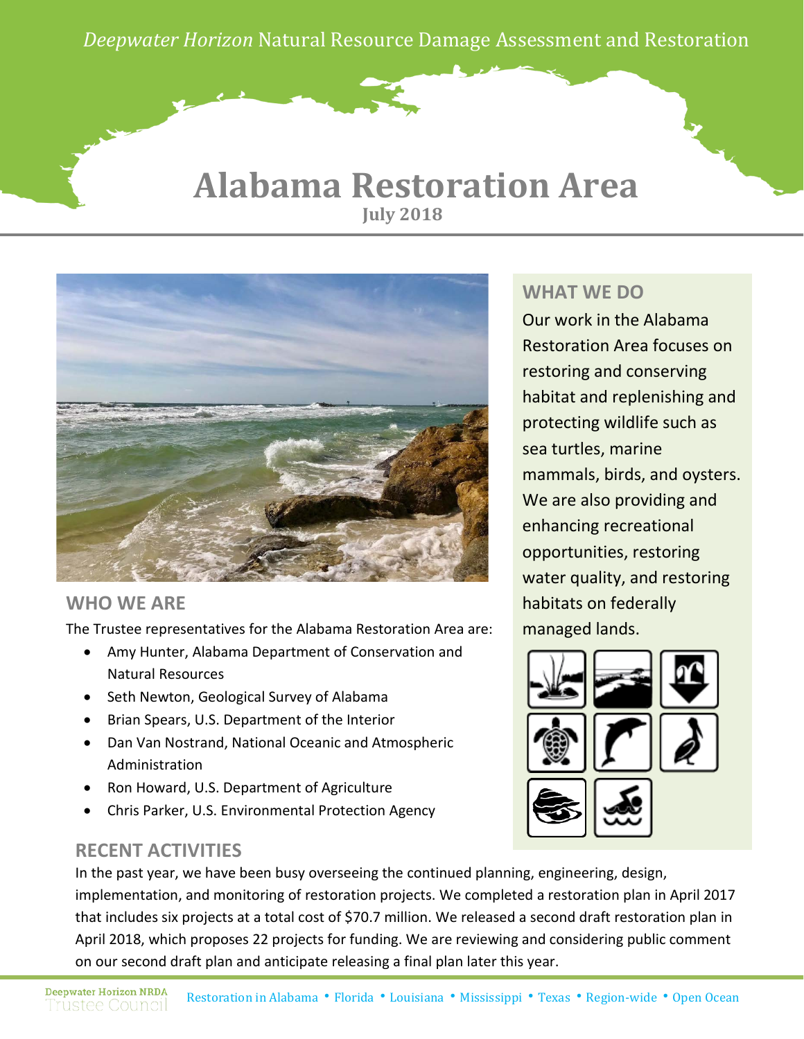*Deepwater Horizon* Natural Resource Damage Assessment and Restoration

# Alabama Restoration Area

**July 2018**

## WHO WE ARE

The Trustee representatives for the Alabama Restoration Area are:

- Amy Hunter, Alabama Department of Conservation and Natural Resources
- Seth Newton, Geological Survey of Alabama
- Brian Spears, U.S. Department of the Interior
- Dan Van Nostrand, National Oceanic and Atmospheric Administration
- Ron Howard, U.S. Department of Agriculture
- Chris Parker, U.S. Environmental Protection Agency

## WHAT WE DO

Our work in the Alabama Restoration Area focuses on restoring and conserving habitat and replenishing and protecting wildlife such as sea turtles, marine mammals, birds, and oysters. We are also providing and enhancing recreational opportunities, restoring water quality, and restoring habitats on federally managed lands.

## RECENT ACTIVITIES

In the past year, we have been busy overseeing the continued planning, engineering, design, implementation, and monitoring of restoration projects. We completed a restoration plan in April 2017 that includes six projects at a total cost of $70.7 million. We released a second draft restoration plan in April 2018, which proposes 22 projects for funding. We are reviewing and considering public comment on our second draft plan and anticipate releasing a final plan later this year.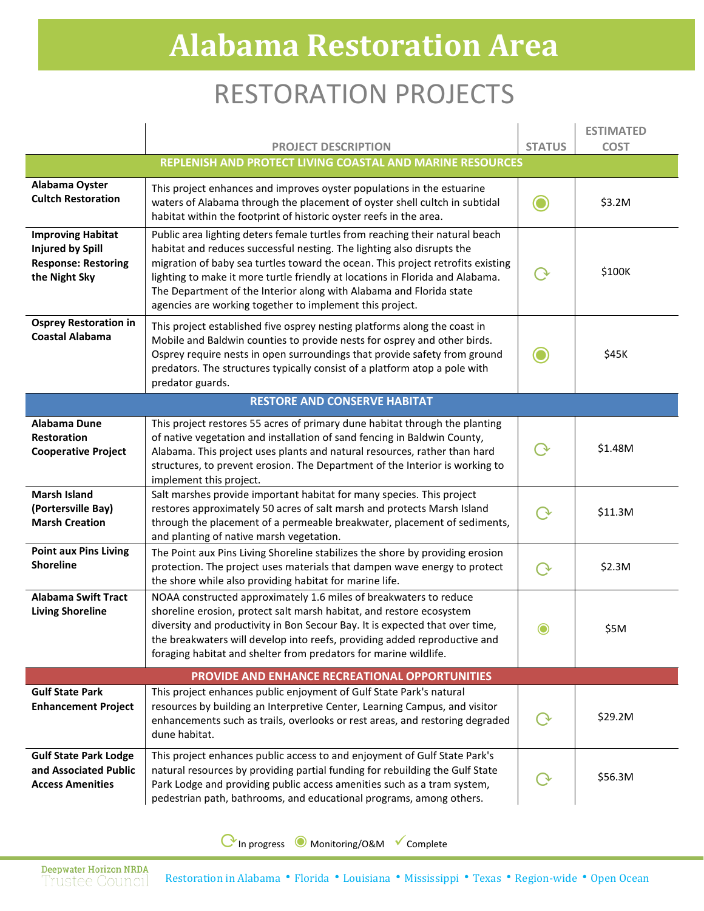# Alabama Restoration Area

## RESTORATION PROJECTS

| | PROJECT DESCRIPTION | STATUS | ESTIMATED COST |
|---|---|---|---|
| | **REPLENISH AND PROTECT LIVING COASTAL AND MARINE RESOURCES** | | |
| **Alabama Oyster Cultch Restoration** | This project enhances and improves oyster populations in the estuarine waters of Alabama through the placement of oyster shell cultch in subtidal habitat within the footprint of historic oyster reefs in the area. | Monitoring/O&M | $3.2M |
| **Improving Habitat Injured by Spill Response: Restoring the Night Sky** | Public area lighting deters female turtles from reaching their natural beach habitat and reduces successful nesting. The lighting also disrupts the migration of baby sea turtles toward the ocean. This project retrofits existing lighting to make it more turtle friendly at locations in Florida and Alabama. The Department of the Interior along with Alabama and Florida state agencies are working together to implement this project. | In progress | $100K |
| **Osprey Restoration in Coastal Alabama** | This project established five osprey nesting platforms along the coast in Mobile and Baldwin counties to provide nests for osprey and other birds. Osprey require nests in open surroundings that provide safety from ground predators. The structures typically consist of a platform atop a pole with predator guards. | Monitoring/O&M | $45K |
| | **RESTORE AND CONSERVE HABITAT** | | |
| **Alabama Dune Restoration Cooperative Project** | This project restores 55 acres of primary dune habitat through the planting of native vegetation and installation of sand fencing in Baldwin County, Alabama. This project uses plants and natural resources, rather than hard structures, to prevent erosion. The Department of the Interior is working to implement this project. | In progress | $1.48M |
| **Marsh Island (Portersville Bay) Marsh Creation** | Salt marshes provide important habitat for many species. This project restores approximately 50 acres of salt marsh and protects Marsh Island through the placement of a permeable breakwater, placement of sediments, and planting of native marsh vegetation. | In progress | $11.3M |
| **Point aux Pins Living Shoreline** | The Point aux Pins Living Shoreline stabilizes the shore by providing erosion protection. The project uses materials that dampen wave energy to protect the shore while also providing habitat for marine life. | In progress | $2.3M |
| **Alabama Swift Tract Living Shoreline** | NOAA constructed approximately 1.6 miles of breakwaters to reduce shoreline erosion, protect salt marsh habitat, and restore ecosystem diversity and productivity in Bon Secour Bay. It is expected that over time, the breakwaters will develop into reefs, providing added reproductive and foraging habitat and shelter from predators for marine wildlife. | Monitoring/O&M | $5M |
| | **PROVIDE AND ENHANCE RECREATIONAL OPPORTUNITIES** | | |
| **Gulf State Park Enhancement Project** | This project enhances public enjoyment of Gulf State Park's natural resources by building an Interpretive Center, Learning Campus, and visitor enhancements such as trails, overlooks or rest areas, and restoring degraded dune habitat. | In progress | $29.2M |
| **Gulf State Park Lodge and Associated Public Access Amenities** | This project enhances public access to and enjoyment of Gulf State Park's natural resources by providing partial funding for rebuilding the Gulf State Park Lodge and providing public access amenities such as a tram system, pedestrian path, bathrooms, and educational programs, among others. | In progress | $56.3M |

In progress • Monitoring/O&M • Complete

Deepwater Horizon NRDA Trustee Council — Restoration in Alabama • Florida • Louisiana • Mississippi • Texas • Region-wide • Open Ocean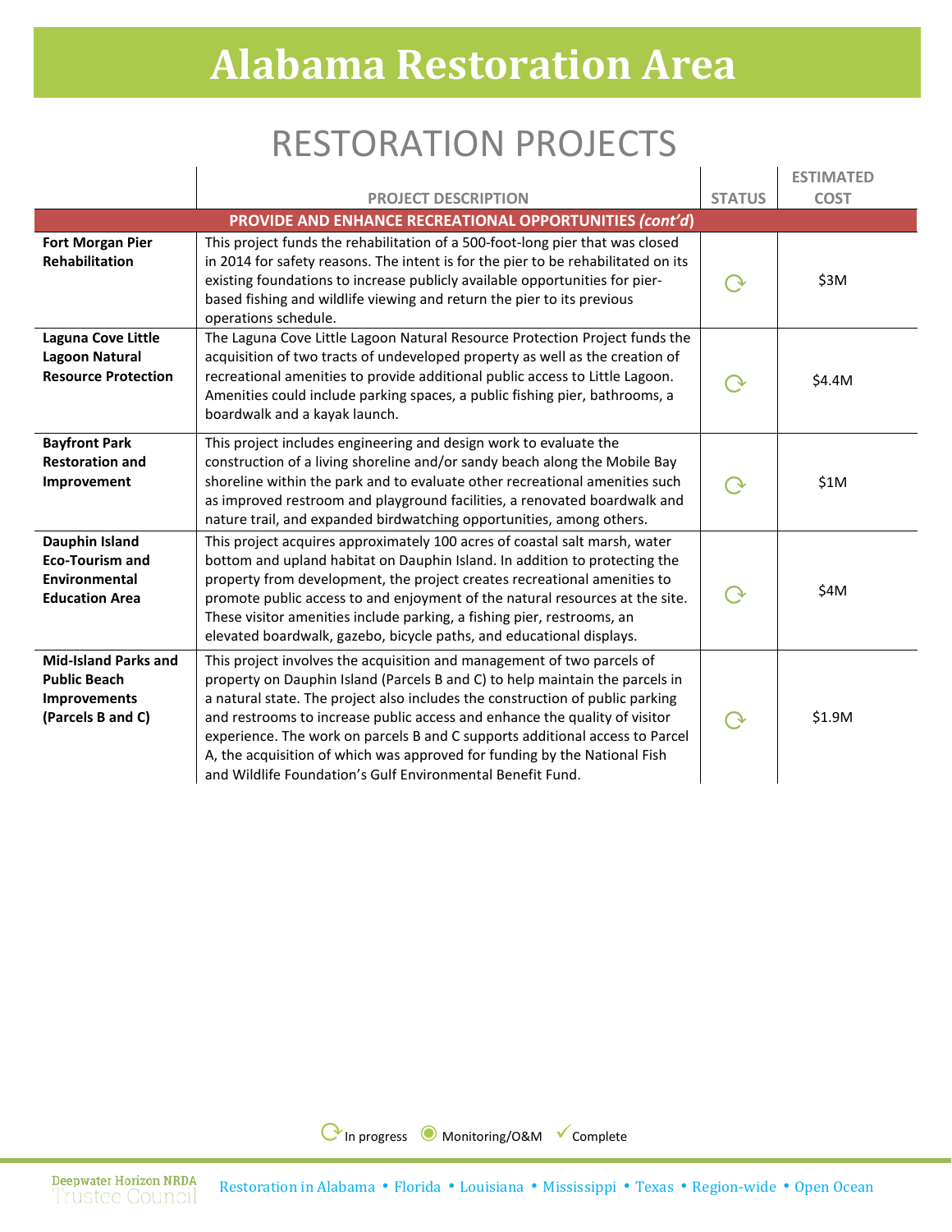# Alabama Restoration Area

## RESTORATION PROJECTS

| | PROJECT DESCRIPTION | STATUS | ESTIMATED COST |
|---|---|---|---|
| | **PROVIDE AND ENHANCE RECREATIONAL OPPORTUNITIES *(cont'd)*** | | |
| **Fort Morgan Pier Rehabilitation** | This project funds the rehabilitation of a 500-foot-long pier that was closed in 2014 for safety reasons. The intent is for the pier to be rehabilitated on its existing foundations to increase publicly available opportunities for pier-based fishing and wildlife viewing and return the pier to its previous operations schedule. | In progress | $3M |
| **Laguna Cove Little Lagoon Natural Resource Protection** | The Laguna Cove Little Lagoon Natural Resource Protection Project funds the acquisition of two tracts of undeveloped property as well as the creation of recreational amenities to provide additional public access to Little Lagoon. Amenities could include parking spaces, a public fishing pier, bathrooms, a boardwalk and a kayak launch. | In progress | $4.4M |
| **Bayfront Park Restoration and Improvement** | This project includes engineering and design work to evaluate the construction of a living shoreline and/or sandy beach along the Mobile Bay shoreline within the park and to evaluate other recreational amenities such as improved restroom and playground facilities, a renovated boardwalk and nature trail, and expanded birdwatching opportunities, among others. | In progress | $1M |
| **Dauphin Island Eco-Tourism and Environmental Education Area** | This project acquires approximately 100 acres of coastal salt marsh, water bottom and upland habitat on Dauphin Island. In addition to protecting the property from development, the project creates recreational amenities to promote public access to and enjoyment of the natural resources at the site. These visitor amenities include parking, a fishing pier, restrooms, an elevated boardwalk, gazebo, bicycle paths, and educational displays. | In progress | $4M |
| **Mid-Island Parks and Public Beach Improvements (Parcels B and C)** | This project involves the acquisition and management of two parcels of property on Dauphin Island (Parcels B and C) to help maintain the parcels in a natural state. The project also includes the construction of public parking and restrooms to increase public access and enhance the quality of visitor experience. The work on parcels B and C supports additional access to Parcel A, the acquisition of which was approved for funding by the National Fish and Wildlife Foundation's Gulf Environmental Benefit Fund. | In progress | $1.9M |

In progress • Monitoring/O&M • Complete

Deepwater Horizon NRDA Trustee Council

Restoration in Alabama • Florida • Louisiana • Mississippi • Texas • Region-wide • Open Ocean